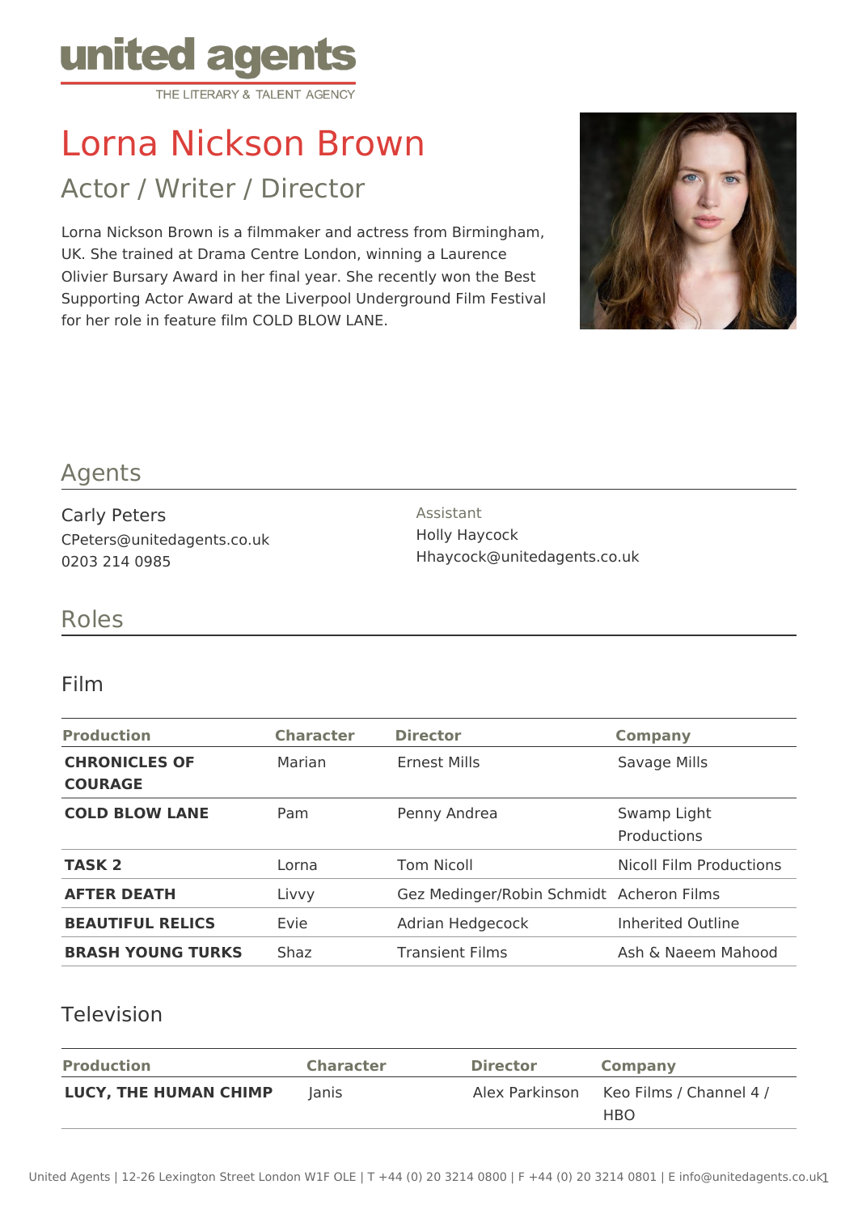united agents
THE LITERARY & TALENT AGENCY

# Lorna Nickson Brown

## Actor / Writer / Director

Lorna Nickson Brown is a filmmaker and actress from Birmingham, UK. She trained at Drama Centre London, winning a Laurence Olivier Bursary Award in her final year. She recently won the Best Supporting Actor Award at the Liverpool Underground Film Festival for her role in feature film COLD BLOW LANE.

## Agents

Carly Peters
CPeters@unitedagents.co.uk
0203 214 0985

Assistant
Holly Haycock
Hhaycock@unitedagents.co.uk

## Roles

### Film

| Production | Character | Director | Company |
|---|---|---|---|
| **CHRONICLES OF COURAGE** | Marian | Ernest Mills | Savage Mills |
| **COLD BLOW LANE** | Pam | Penny Andrea | Swamp Light Productions |
| **TASK 2** | Lorna | Tom Nicoll | Nicoll Film Productions |
| **AFTER DEATH** | Livvy | Gez Medinger/Robin Schmidt | Acheron Films |
| **BEAUTIFUL RELICS** | Evie | Adrian Hedgecock | Inherited Outline |
| **BRASH YOUNG TURKS** | Shaz | Transient Films | Ash & Naeem Mahood |

### Television

| Production | Character | Director | Company |
|---|---|---|---|
| **LUCY, THE HUMAN CHIMP** | Janis | Alex Parkinson | Keo Films / Channel 4 / HBO |

United Agents | 12-26 Lexington Street London W1F OLE | T +44 (0) 20 3214 0800 | F +44 (0) 20 3214 0801 | E info@unitedagents.co.uk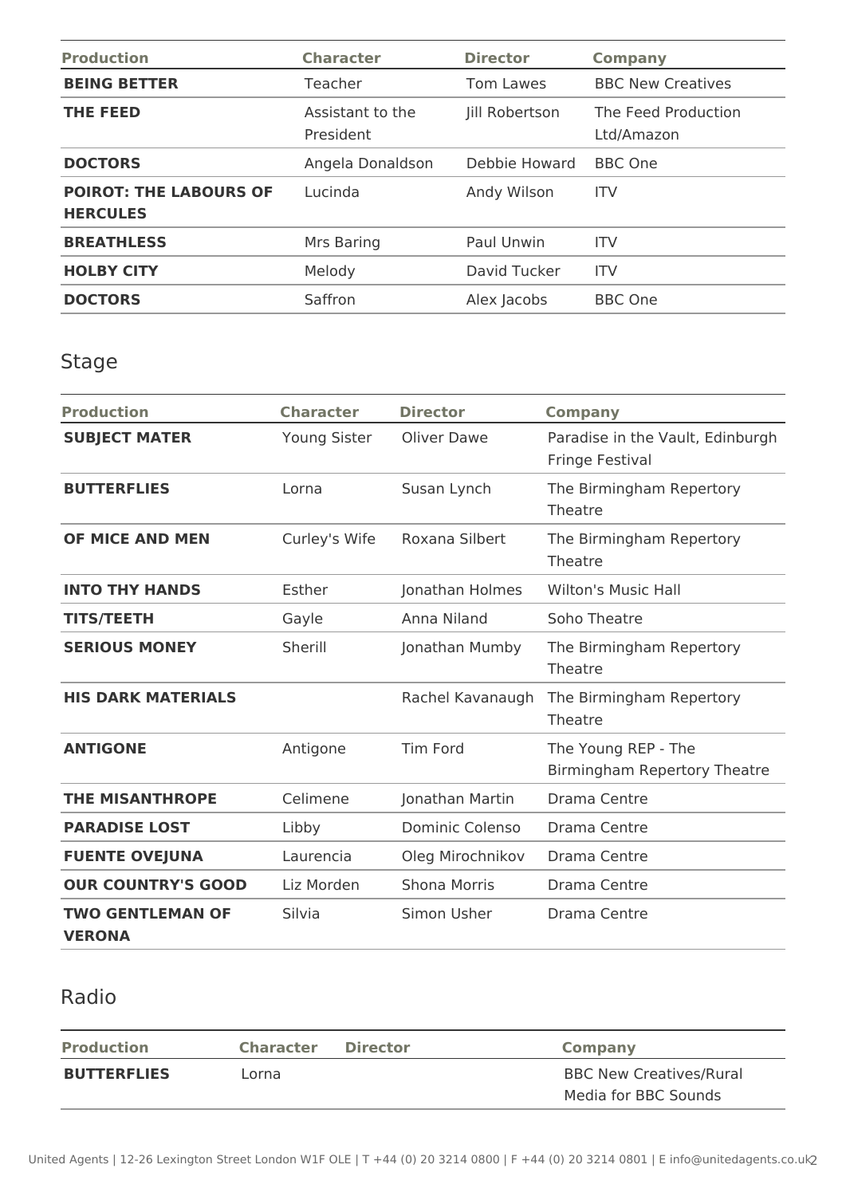| Production | Character | Director | Company |
|---|---|---|---|
| **BEING BETTER** | Teacher | Tom Lawes | BBC New Creatives |
| **THE FEED** | Assistant to the President | Jill Robertson | The Feed Production Ltd/Amazon |
| **DOCTORS** | Angela Donaldson | Debbie Howard | BBC One |
| **POIROT: THE LABOURS OF HERCULES** | Lucinda | Andy Wilson | ITV |
| **BREATHLESS** | Mrs Baring | Paul Unwin | ITV |
| **HOLBY CITY** | Melody | David Tucker | ITV |
| **DOCTORS** | Saffron | Alex Jacobs | BBC One |

## Stage

| Production | Character | Director | Company |
|---|---|---|---|
| **SUBJECT MATER** | Young Sister | Oliver Dawe | Paradise in the Vault, Edinburgh Fringe Festival |
| **BUTTERFLIES** | Lorna | Susan Lynch | The Birmingham Repertory Theatre |
| **OF MICE AND MEN** | Curley's Wife | Roxana Silbert | The Birmingham Repertory Theatre |
| **INTO THY HANDS** | Esther | Jonathan Holmes | Wilton's Music Hall |
| **TITS/TEETH** | Gayle | Anna Niland | Soho Theatre |
| **SERIOUS MONEY** | Sherill | Jonathan Mumby | The Birmingham Repertory Theatre |
| **HIS DARK MATERIALS** | | Rachel Kavanaugh | The Birmingham Repertory Theatre |
| **ANTIGONE** | Antigone | Tim Ford | The Young REP - The Birmingham Repertory Theatre |
| **THE MISANTHROPE** | Celimene | Jonathan Martin | Drama Centre |
| **PARADISE LOST** | Libby | Dominic Colenso | Drama Centre |
| **FUENTE OVEJUNA** | Laurencia | Oleg Mirochnikov | Drama Centre |
| **OUR COUNTRY'S GOOD** | Liz Morden | Shona Morris | Drama Centre |
| **TWO GENTLEMAN OF VERONA** | Silvia | Simon Usher | Drama Centre |

## Radio

| Production | Character | Director | Company |
|---|---|---|---|
| **BUTTERFLIES** | Lorna | | BBC New Creatives/Rural Media for BBC Sounds |

United Agents | 12-26 Lexington Street London W1F OLE | T +44 (0) 20 3214 0800 | F +44 (0) 20 3214 0801 | E info@unitedagents.co.uk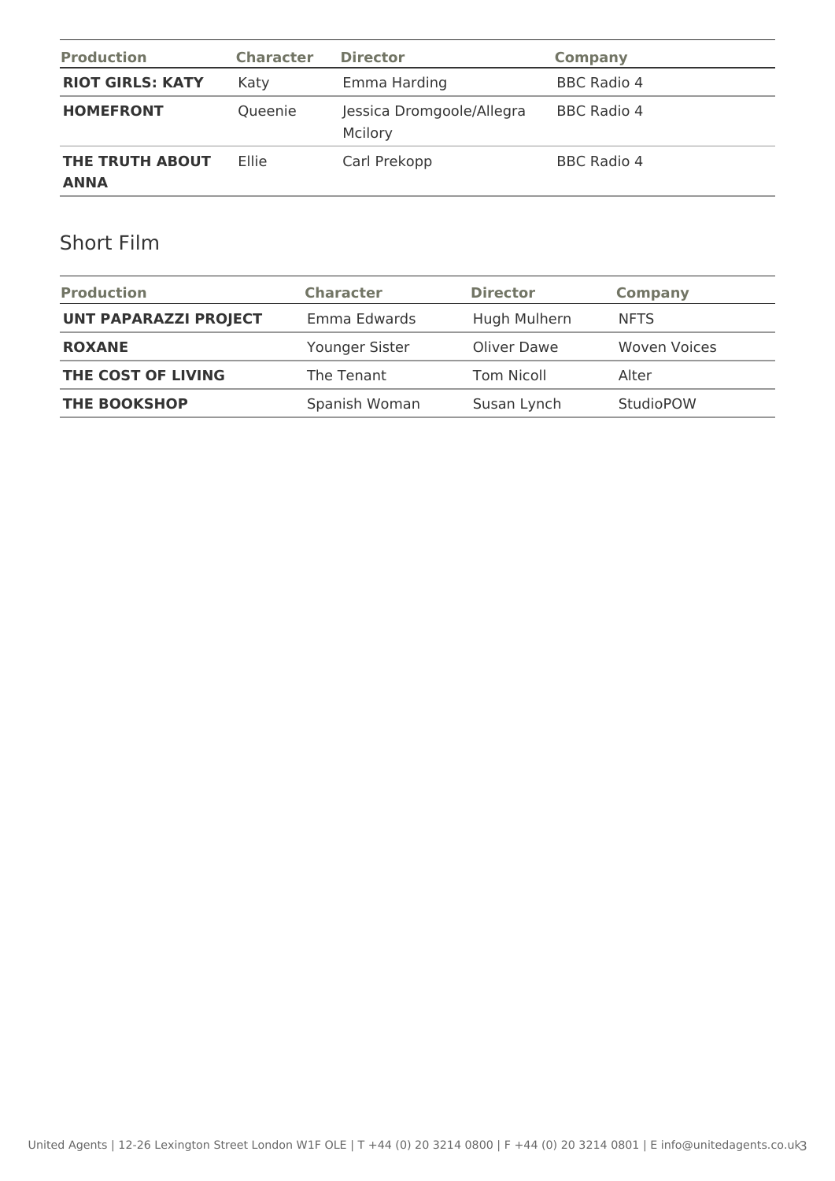| Production | Character | Director | Company |
| --- | --- | --- | --- |
| **RIOT GIRLS: KATY** | Katy | Emma Harding | BBC Radio 4 |
| **HOMEFRONT** | Queenie | Jessica Dromgoole/Allegra Mcilory | BBC Radio 4 |
| **THE TRUTH ABOUT ANNA** | Ellie | Carl Prekopp | BBC Radio 4 |

## Short Film

| Production | Character | Director | Company |
| --- | --- | --- | --- |
| **UNT PAPARAZZI PROJECT** | Emma Edwards | Hugh Mulhern | NFTS |
| **ROXANE** | Younger Sister | Oliver Dawe | Woven Voices |
| **THE COST OF LIVING** | The Tenant | Tom Nicoll | Alter |
| **THE BOOKSHOP** | Spanish Woman | Susan Lynch | StudioPOW |